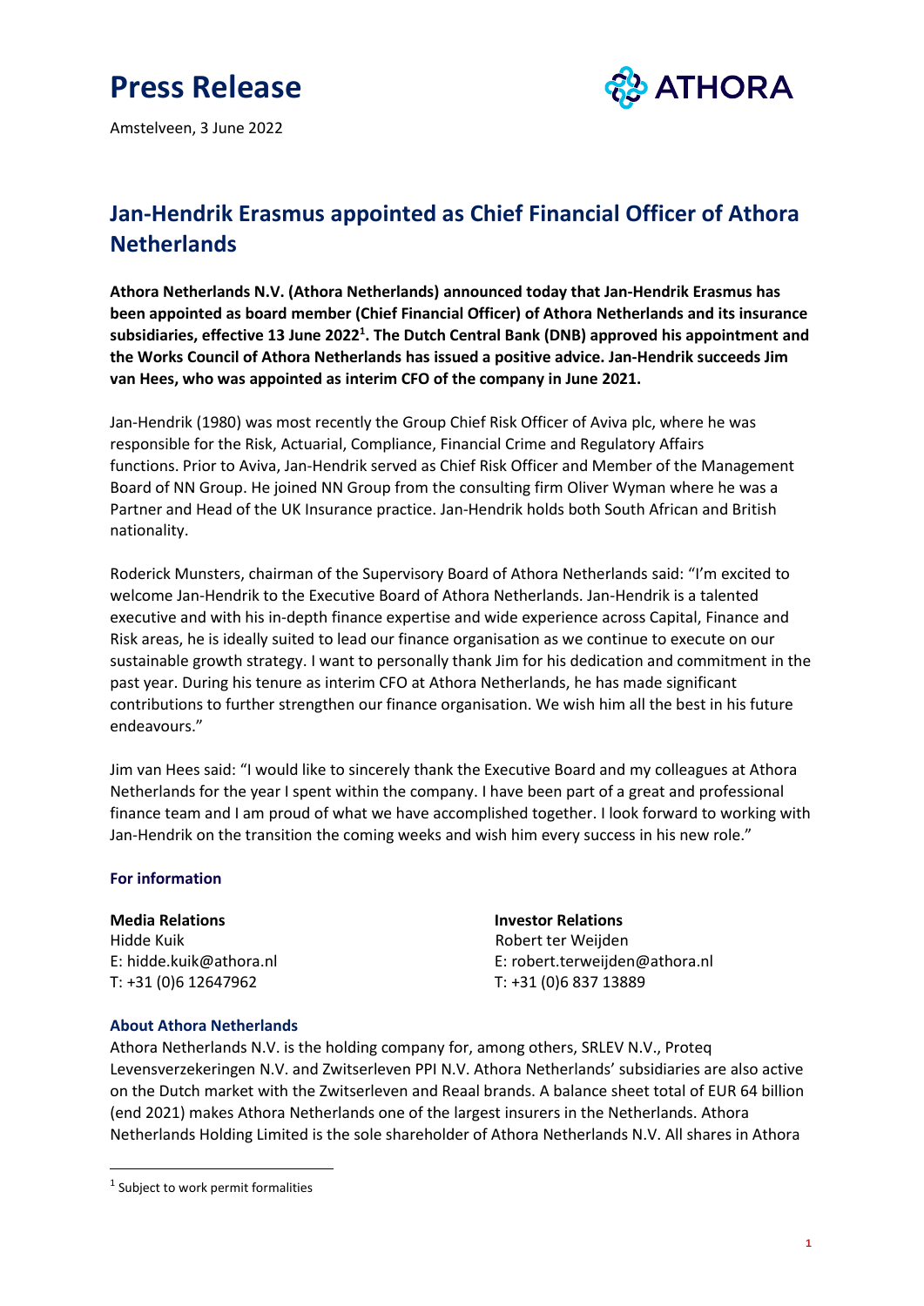# Press Release

Amstelveen, 3 June 2022

## Jan-Hendrik Erasmus appointed as Chief Financial Officer of Athora Netherlands

**Athora Netherlands N.V. (Athora Netherlands) announced today that Jan-Hendrik Erasmus has been appointed as board member (Chief Financial Officer) of Athora Netherlands and its insurance subsidiaries, effective 13 June 2022[1]. The Dutch Central Bank (DNB) approved his appointment and the Works Council of Athora Netherlands has issued a positive advice. Jan-Hendrik succeeds Jim van Hees, who was appointed as interim CFO of the company in June 2021.**

Jan-Hendrik (1980) was most recently the Group Chief Risk Officer of Aviva plc, where he was responsible for the Risk, Actuarial, Compliance, Financial Crime and Regulatory Affairs functions. Prior to Aviva, Jan-Hendrik served as Chief Risk Officer and Member of the Management Board of NN Group. He joined NN Group from the consulting firm Oliver Wyman where he was a Partner and Head of the UK Insurance practice. Jan-Hendrik holds both South African and British nationality.

Roderick Munsters, chairman of the Supervisory Board of Athora Netherlands said: "I'm excited to welcome Jan-Hendrik to the Executive Board of Athora Netherlands. Jan-Hendrik is a talented executive and with his in-depth finance expertise and wide experience across Capital, Finance and Risk areas, he is ideally suited to lead our finance organisation as we continue to execute on our sustainable growth strategy. I want to personally thank Jim for his dedication and commitment in the past year. During his tenure as interim CFO at Athora Netherlands, he has made significant contributions to further strengthen our finance organisation. We wish him all the best in his future endeavours."

Jim van Hees said: "I would like to sincerely thank the Executive Board and my colleagues at Athora Netherlands for the year I spent within the company. I have been part of a great and professional finance team and I am proud of what we have accomplished together. I look forward to working with Jan-Hendrik on the transition the coming weeks and wish him every success in his new role."

### For information

**Media Relations**
Hidde Kuik
E: hidde.kuik@athora.nl
T: +31 (0)6 12647962

**Investor Relations**
Robert ter Weijden
E: robert.terweijden@athora.nl
T: +31 (0)6 837 13889

### About Athora Netherlands

Athora Netherlands N.V. is the holding company for, among others, SRLEV N.V., Proteq Levensverzekeringen N.V. and Zwitserleven PPI N.V. Athora Netherlands' subsidiaries are also active on the Dutch market with the Zwitserleven and Reaal brands. A balance sheet total of EUR 64 billion (end 2021) makes Athora Netherlands one of the largest insurers in the Netherlands. Athora Netherlands Holding Limited is the sole shareholder of Athora Netherlands N.V. All shares in Athora

[1] Subject to work permit formalities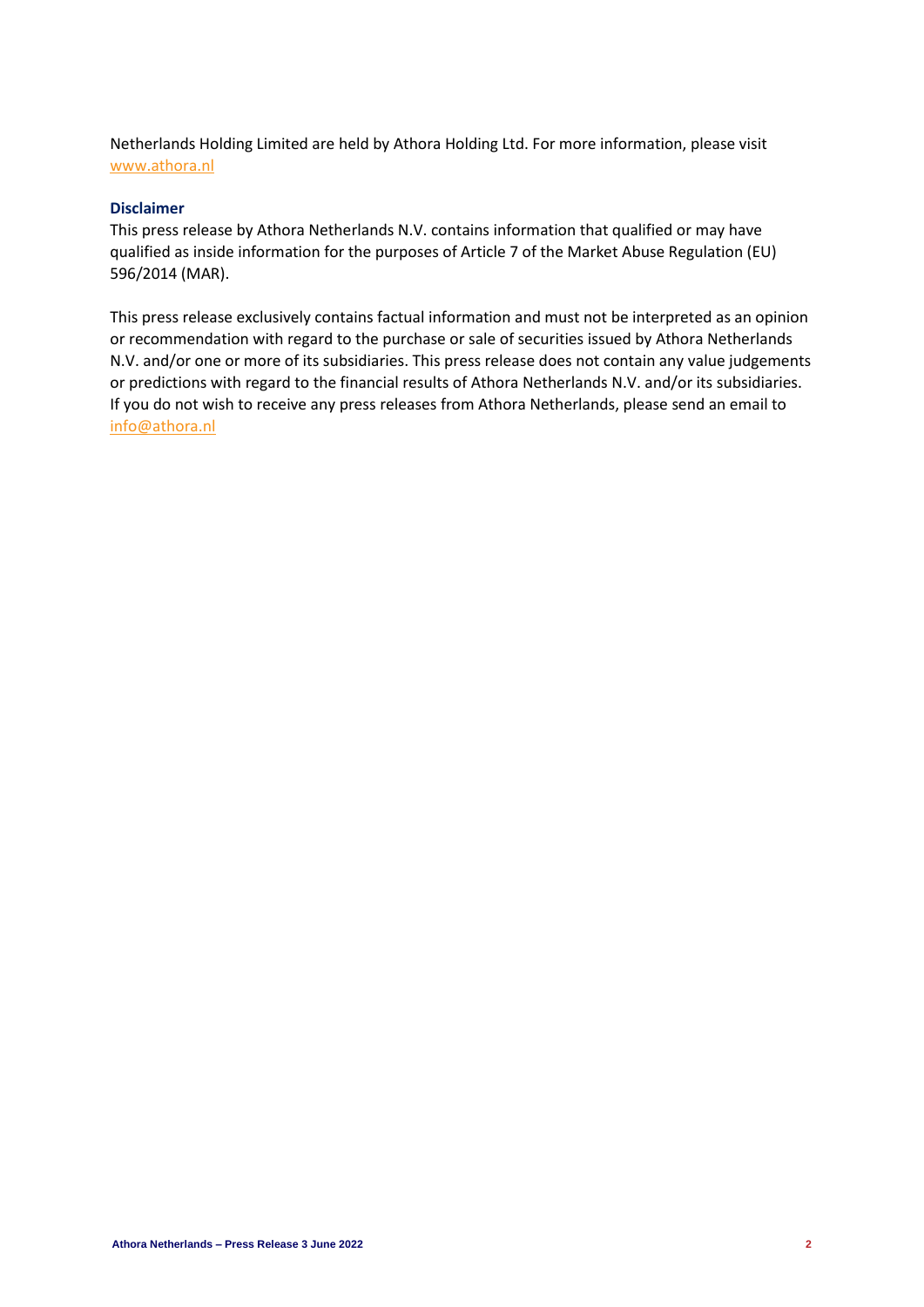Netherlands Holding Limited are held by Athora Holding Ltd. For more information, please visit www.athora.nl

**Disclaimer**

This press release by Athora Netherlands N.V. contains information that qualified or may have qualified as inside information for the purposes of Article 7 of the Market Abuse Regulation (EU) 596/2014 (MAR).

This press release exclusively contains factual information and must not be interpreted as an opinion or recommendation with regard to the purchase or sale of securities issued by Athora Netherlands N.V. and/or one or more of its subsidiaries. This press release does not contain any value judgements or predictions with regard to the financial results of Athora Netherlands N.V. and/or its subsidiaries. If you do not wish to receive any press releases from Athora Netherlands, please send an email to info@athora.nl